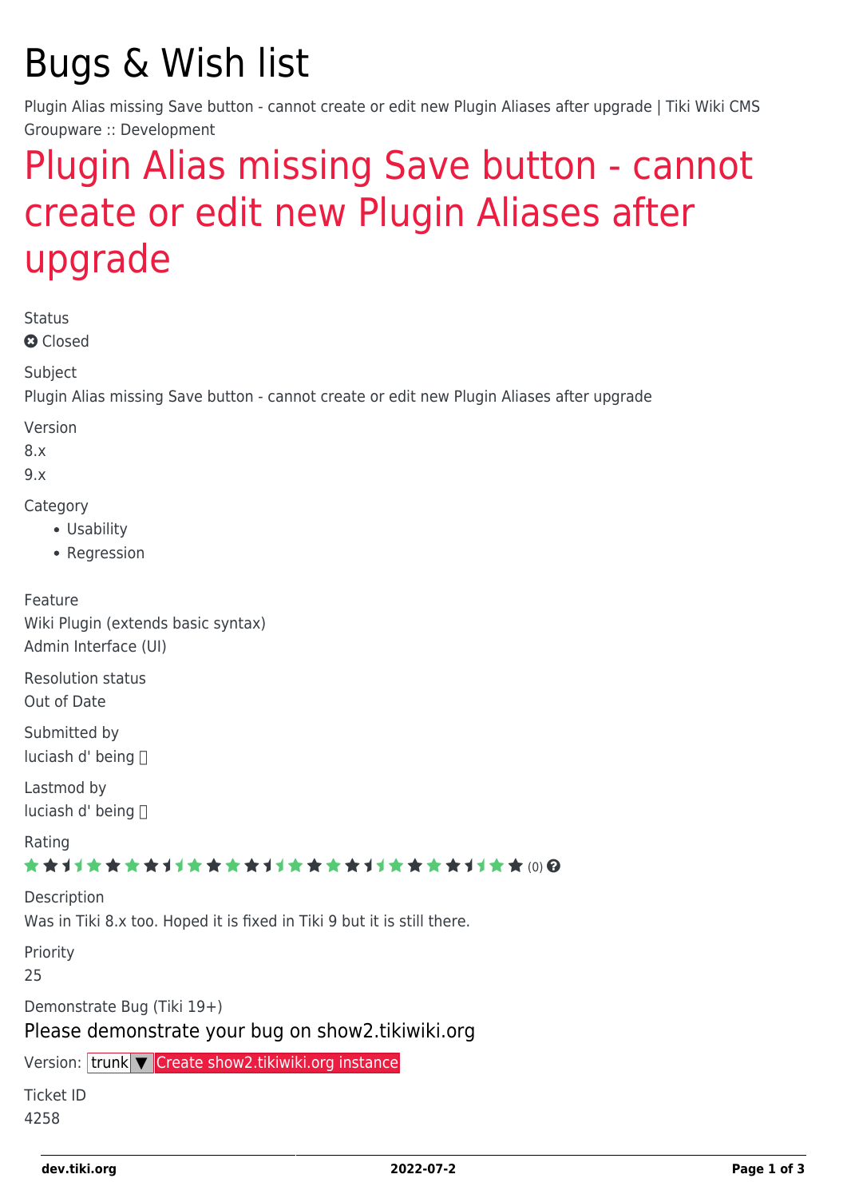# Bugs & Wish list

Plugin Alias missing Save button - cannot create or edit new Plugin Aliases after upgrade | Tiki Wiki CMS Groupware :: Development

## Plugin Alias missing Save button - cannot create or edit new Plugin Aliases after upgrade

Status

Closed

Subject

Plugin Alias missing Save button - cannot create or edit new Plugin Aliases after upgrade

Version

8.x

9.x

Category

- Usability
- Regression

Feature

Wiki Plugin (extends basic syntax)

Admin Interface (UI)

Resolution status

Out of Date

Submitted by

luciash d' being

Lastmod by

luciash d' being

Rating

(0)

Description

Was in Tiki 8.x too. Hoped it is fixed in Tiki 9 but it is still there.

Priority

25

Demonstrate Bug (Tiki 19+)

Please demonstrate your bug on show2.tikiwiki.org

Version: trunk ▼ Create show2.tikiwiki.org instance

Ticket ID

4258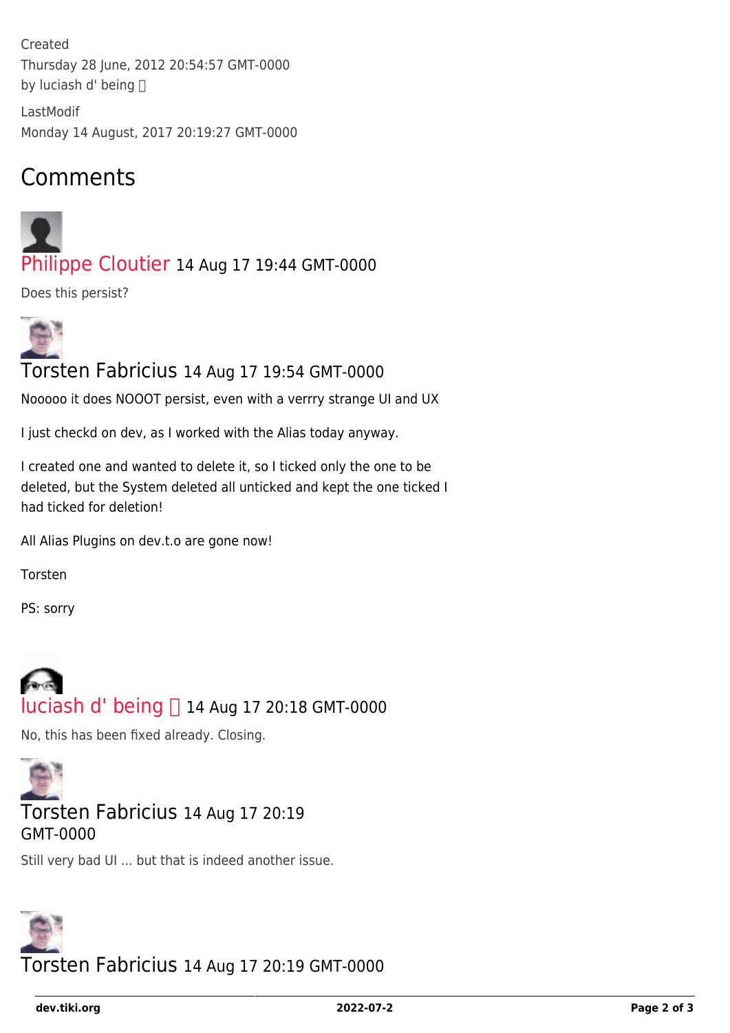Created
Thursday 28 June, 2012 20:54:57 GMT-0000
by luciash d' being 

LastModif
Monday 14 August, 2017 20:19:27 GMT-0000

## Comments

Philippe Cloutier 14 Aug 17 19:44 GMT-0000

Does this persist?

Torsten Fabricius 14 Aug 17 19:54 GMT-0000

Nooooo it does NOOOT persist, even with a verrry strange UI and UX

I just checkd on dev, as I worked with the Alias today anyway.

I created one and wanted to delete it, so I ticked only the one to be deleted, but the System deleted all unticked and kept the one ticked I had ticked for deletion!

All Alias Plugins on dev.t.o are gone now!

Torsten

PS: sorry

luciash d' being  14 Aug 17 20:18 GMT-0000

No, this has been fixed already. Closing.

Torsten Fabricius 14 Aug 17 20:19 GMT-0000

Still very bad UI ... but that is indeed another issue.

Torsten Fabricius 14 Aug 17 20:19 GMT-0000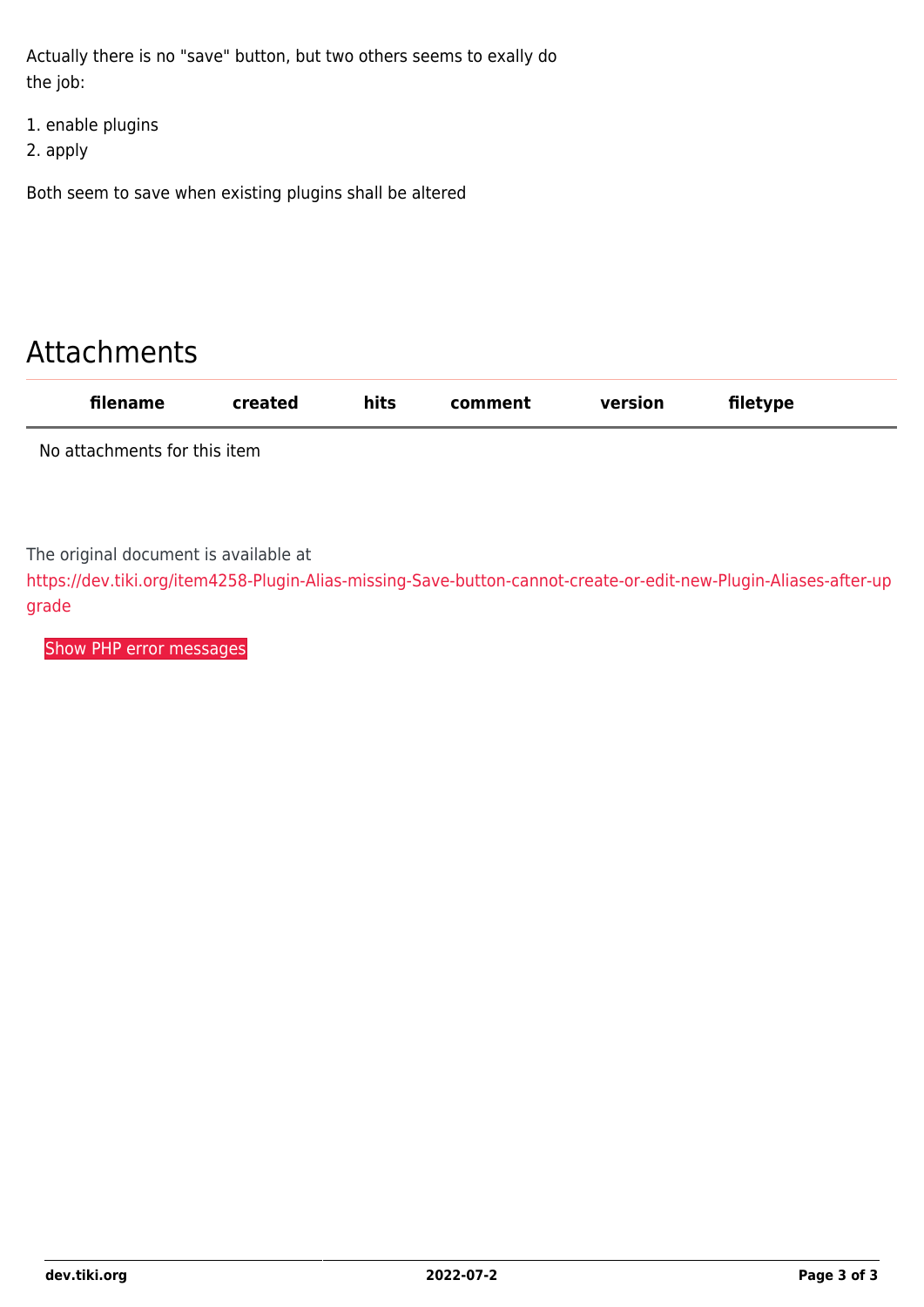Actually there is no "save" button, but two others seems to exally do the job:

1. enable plugins
2. apply

Both seem to save when existing plugins shall be altered

# Attachments

| filename | created | hits | comment | version | filetype |
|---|---|---|---|---|---|
| No attachments for this item | | | | | |

The original document is available at https://dev.tiki.org/item4258-Plugin-Alias-missing-Save-button-cannot-create-or-edit-new-Plugin-Aliases-after-upgrade

Show PHP error messages